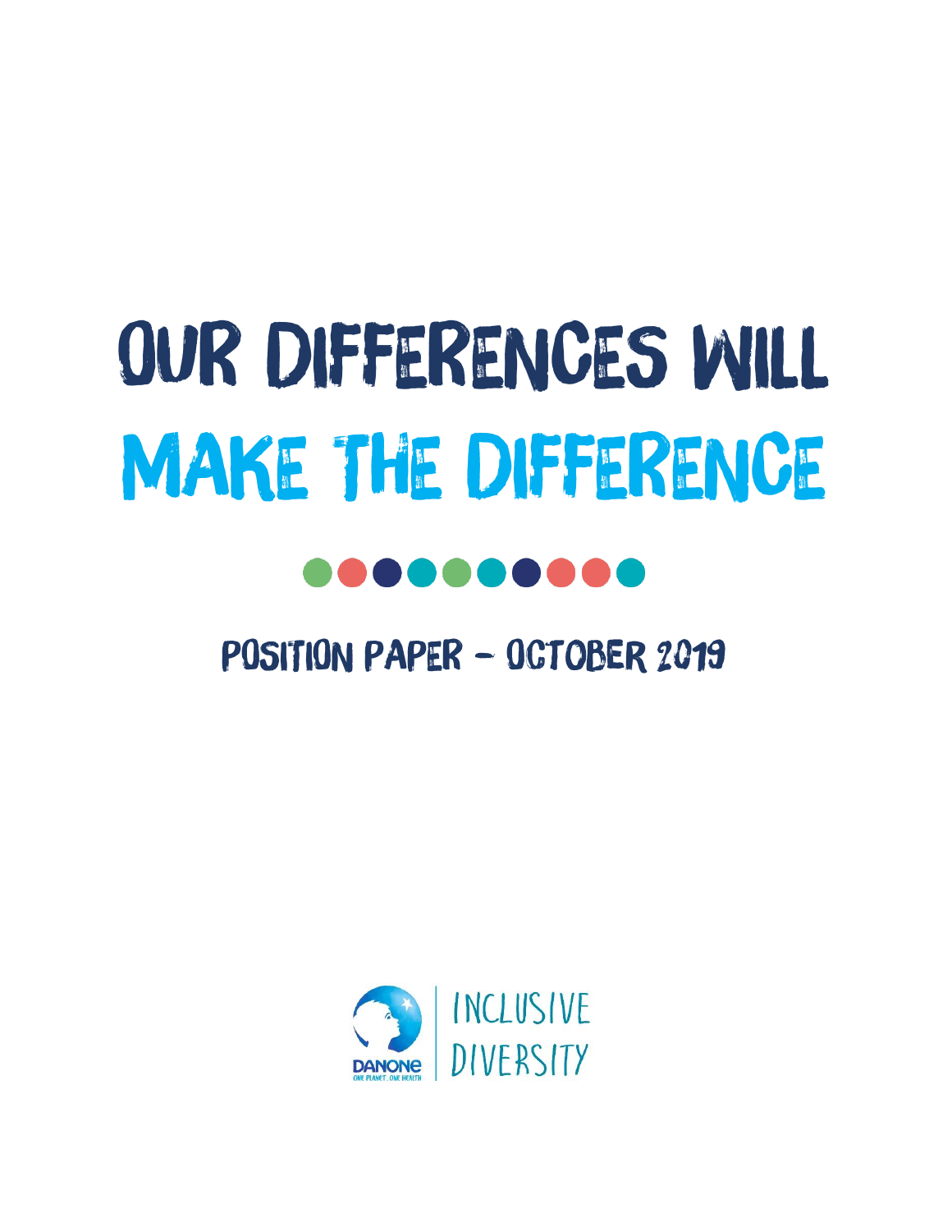# OUR DIFFERENCES WILL MAKE THE DIFFERENCE

## POSITION PAPER – OCTOBER 2019

DANONE
ONE PLANET. ONE HEALTH

INCLUSIVE DIVERSITY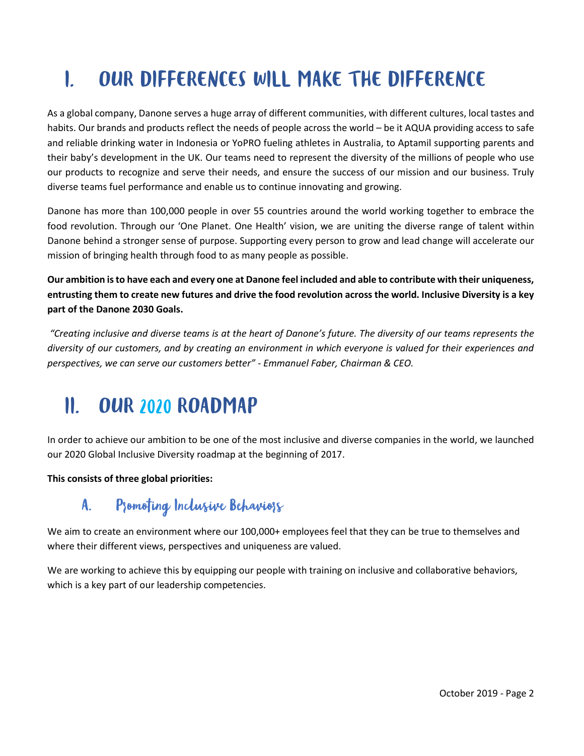# I. OUR DIFFERENCES WILL MAKE THE DIFFERENCE

As a global company, Danone serves a huge array of different communities, with different cultures, local tastes and habits. Our brands and products reflect the needs of people across the world – be it AQUA providing access to safe and reliable drinking water in Indonesia or YoPRO fueling athletes in Australia, to Aptamil supporting parents and their baby's development in the UK. Our teams need to represent the diversity of the millions of people who use our products to recognize and serve their needs, and ensure the success of our mission and our business. Truly diverse teams fuel performance and enable us to continue innovating and growing.

Danone has more than 100,000 people in over 55 countries around the world working together to embrace the food revolution. Through our 'One Planet. One Health' vision, we are uniting the diverse range of talent within Danone behind a stronger sense of purpose. Supporting every person to grow and lead change will accelerate our mission of bringing health through food to as many people as possible.

**Our ambition is to have each and every one at Danone feel included and able to contribute with their uniqueness, entrusting them to create new futures and drive the food revolution across the world. Inclusive Diversity is a key part of the Danone 2030 Goals.**

*"Creating inclusive and diverse teams is at the heart of Danone's future. The diversity of our teams represents the diversity of our customers, and by creating an environment in which everyone is valued for their experiences and perspectives, we can serve our customers better" - Emmanuel Faber, Chairman & CEO.*

# II. OUR 2020 ROADMAP

In order to achieve our ambition to be one of the most inclusive and diverse companies in the world, we launched our 2020 Global Inclusive Diversity roadmap at the beginning of 2017.

**This consists of three global priorities:**

## A. Promoting Inclusive Behaviors

We aim to create an environment where our 100,000+ employees feel that they can be true to themselves and where their different views, perspectives and uniqueness are valued.

We are working to achieve this by equipping our people with training on inclusive and collaborative behaviors, which is a key part of our leadership competencies.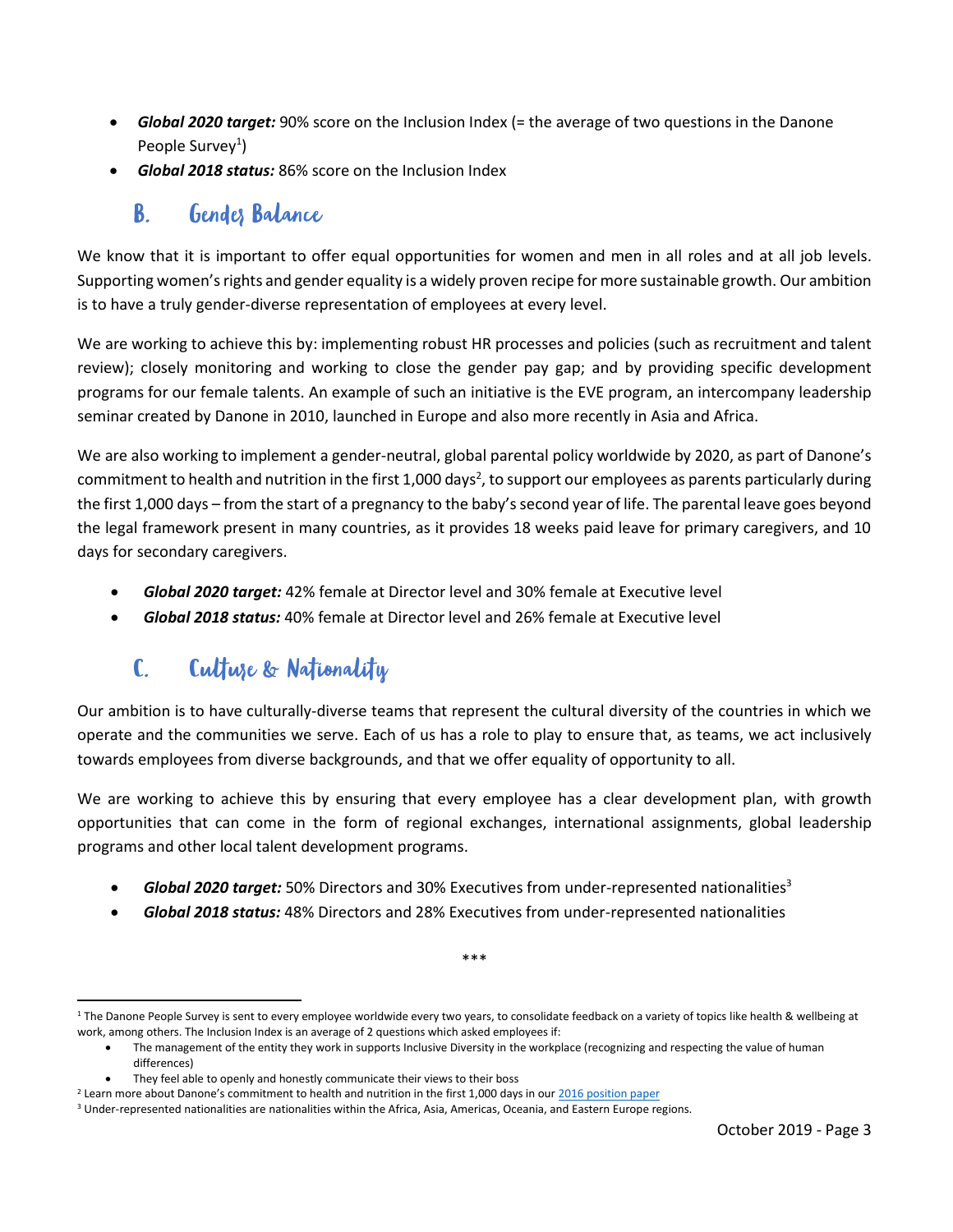- ***Global 2020 target:*** 90% score on the Inclusion Index (= the average of two questions in the Danone People Survey[1])
- ***Global 2018 status:*** 86% score on the Inclusion Index

## B. Gender Balance

We know that it is important to offer equal opportunities for women and men in all roles and at all job levels. Supporting women's rights and gender equality is a widely proven recipe for more sustainable growth. Our ambition is to have a truly gender-diverse representation of employees at every level.

We are working to achieve this by: implementing robust HR processes and policies (such as recruitment and talent review); closely monitoring and working to close the gender pay gap; and by providing specific development programs for our female talents. An example of such an initiative is the EVE program, an intercompany leadership seminar created by Danone in 2010, launched in Europe and also more recently in Asia and Africa.

We are also working to implement a gender-neutral, global parental policy worldwide by 2020, as part of Danone's commitment to health and nutrition in the first 1,000 days[2], to support our employees as parents particularly during the first 1,000 days – from the start of a pregnancy to the baby's second year of life. The parental leave goes beyond the legal framework present in many countries, as it provides 18 weeks paid leave for primary caregivers, and 10 days for secondary caregivers.

- ***Global 2020 target:*** 42% female at Director level and 30% female at Executive level
- ***Global 2018 status:*** 40% female at Director level and 26% female at Executive level

## C. Culture & Nationality

Our ambition is to have culturally-diverse teams that represent the cultural diversity of the countries in which we operate and the communities we serve. Each of us has a role to play to ensure that, as teams, we act inclusively towards employees from diverse backgrounds, and that we offer equality of opportunity to all.

We are working to achieve this by ensuring that every employee has a clear development plan, with growth opportunities that can come in the form of regional exchanges, international assignments, global leadership programs and other local talent development programs.

- ***Global 2020 target:*** 50% Directors and 30% Executives from under-represented nationalities[3]
- ***Global 2018 status:*** 48% Directors and 28% Executives from under-represented nationalities

\*\*\*

[1] The Danone People Survey is sent to every employee worldwide every two years, to consolidate feedback on a variety of topics like health & wellbeing at work, among others. The Inclusion Index is an average of 2 questions which asked employees if:

- The management of the entity they work in supports Inclusive Diversity in the workplace (recognizing and respecting the value of human differences)
- They feel able to openly and honestly communicate their views to their boss

[2] Learn more about Danone's commitment to health and nutrition in the first 1,000 days in our 2016 position paper

[3] Under-represented nationalities are nationalities within the Africa, Asia, Americas, Oceania, and Eastern Europe regions.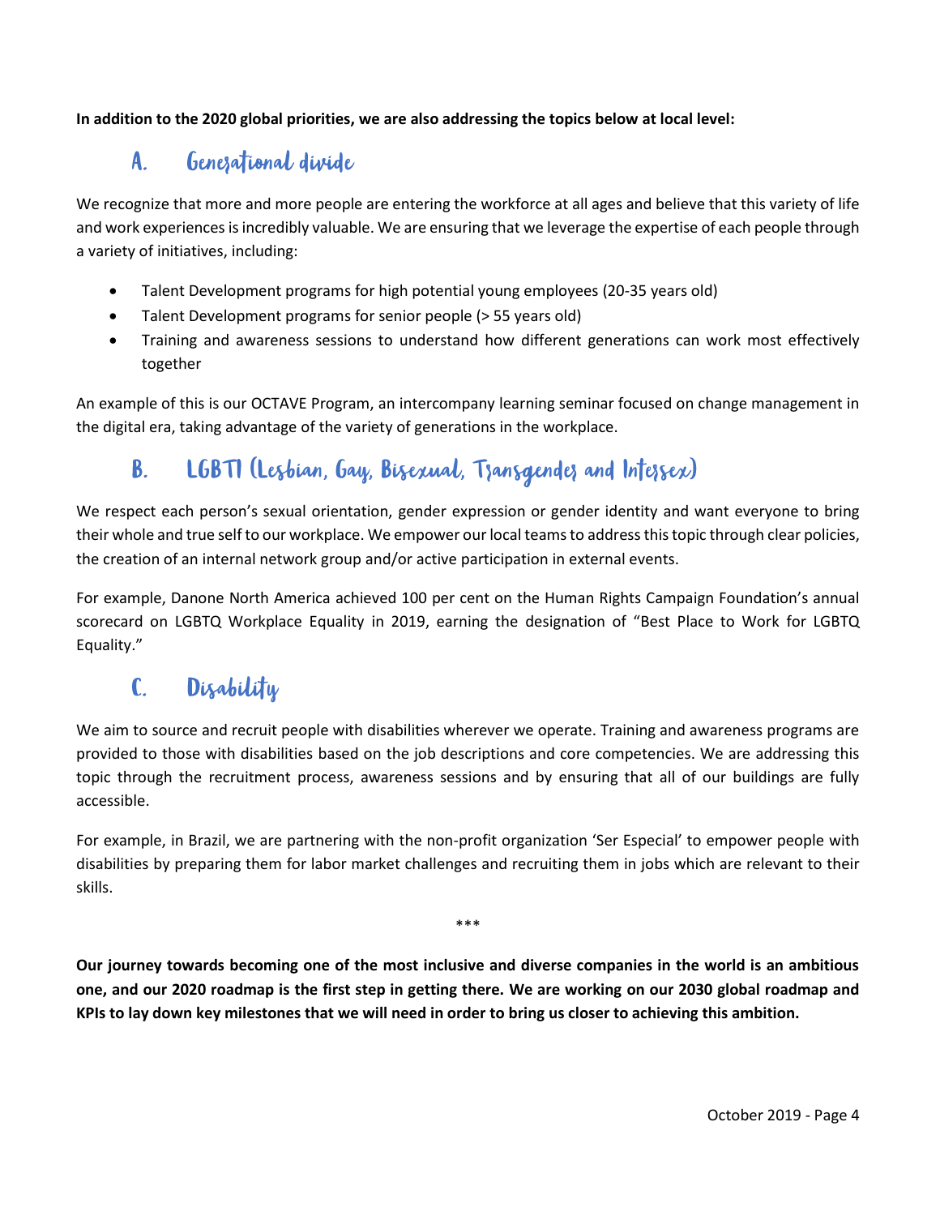**In addition to the 2020 global priorities, we are also addressing the topics below at local level:**

## A. Generational divide

We recognize that more and more people are entering the workforce at all ages and believe that this variety of life and work experiences is incredibly valuable. We are ensuring that we leverage the expertise of each people through a variety of initiatives, including:

- Talent Development programs for high potential young employees (20-35 years old)
- Talent Development programs for senior people (> 55 years old)
- Training and awareness sessions to understand how different generations can work most effectively together

An example of this is our OCTAVE Program, an intercompany learning seminar focused on change management in the digital era, taking advantage of the variety of generations in the workplace.

## B. LGBTI (Lesbian, Gay, Bisexual, Transgender and Intersex)

We respect each person's sexual orientation, gender expression or gender identity and want everyone to bring their whole and true self to our workplace. We empower our local teams to address this topic through clear policies, the creation of an internal network group and/or active participation in external events.

For example, Danone North America achieved 100 per cent on the Human Rights Campaign Foundation's annual scorecard on LGBTQ Workplace Equality in 2019, earning the designation of "Best Place to Work for LGBTQ Equality."

## C. Disability

We aim to source and recruit people with disabilities wherever we operate. Training and awareness programs are provided to those with disabilities based on the job descriptions and core competencies. We are addressing this topic through the recruitment process, awareness sessions and by ensuring that all of our buildings are fully accessible.

For example, in Brazil, we are partnering with the non-profit organization 'Ser Especial' to empower people with disabilities by preparing them for labor market challenges and recruiting them in jobs which are relevant to their skills.

***

**Our journey towards becoming one of the most inclusive and diverse companies in the world is an ambitious one, and our 2020 roadmap is the first step in getting there. We are working on our 2030 global roadmap and KPIs to lay down key milestones that we will need in order to bring us closer to achieving this ambition.**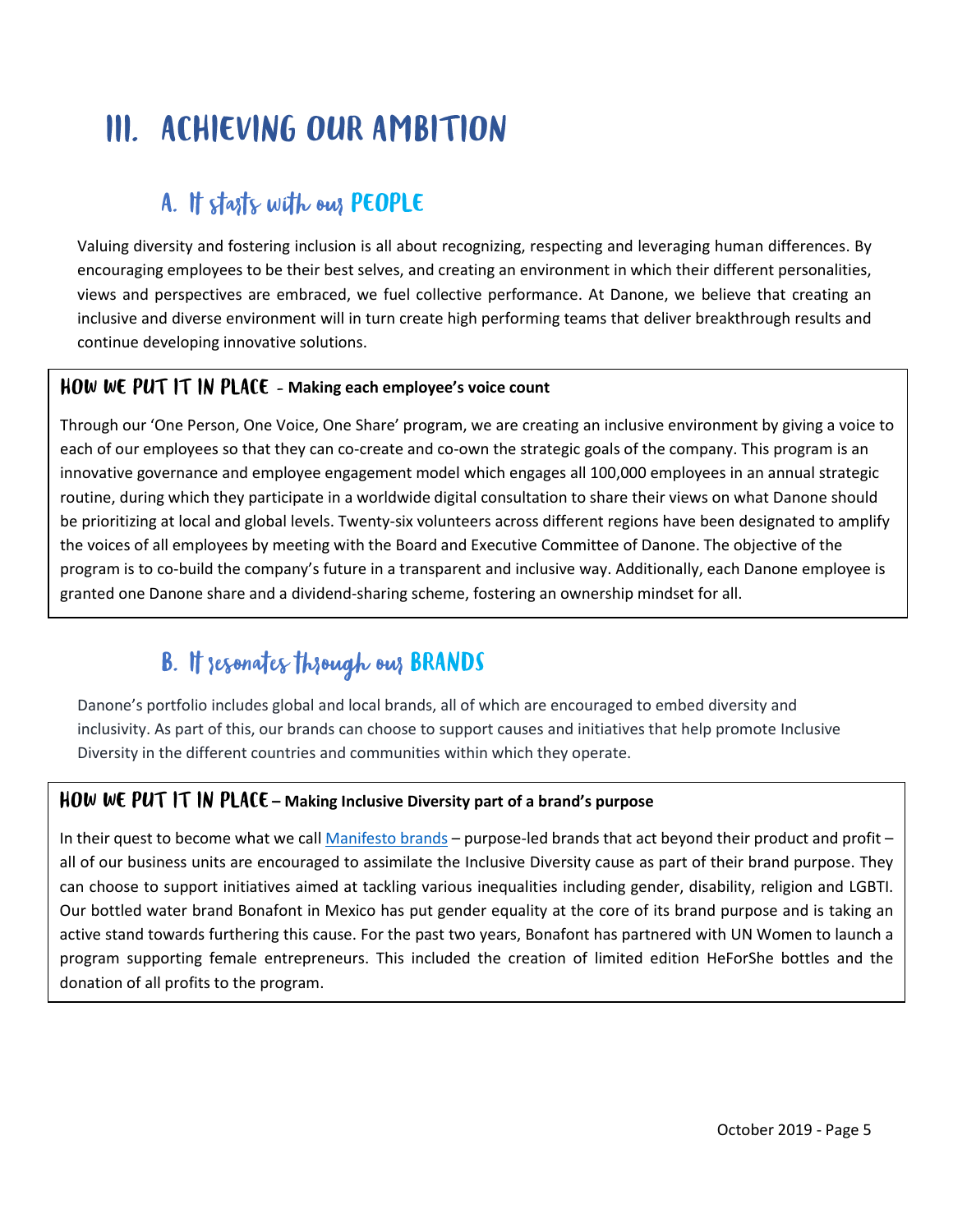# III. ACHIEVING OUR AMBITION

## A. It starts with our PEOPLE

Valuing diversity and fostering inclusion is all about recognizing, respecting and leveraging human differences. By encouraging employees to be their best selves, and creating an environment in which their different personalities, views and perspectives are embraced, we fuel collective performance. At Danone, we believe that creating an inclusive and diverse environment will in turn create high performing teams that deliver breakthrough results and continue developing innovative solutions.

### HOW WE PUT IT IN PLACE – **Making each employee's voice count**

Through our 'One Person, One Voice, One Share' program, we are creating an inclusive environment by giving a voice to each of our employees so that they can co-create and co-own the strategic goals of the company. This program is an innovative governance and employee engagement model which engages all 100,000 employees in an annual strategic routine, during which they participate in a worldwide digital consultation to share their views on what Danone should be prioritizing at local and global levels. Twenty-six volunteers across different regions have been designated to amplify the voices of all employees by meeting with the Board and Executive Committee of Danone. The objective of the program is to co-build the company's future in a transparent and inclusive way. Additionally, each Danone employee is granted one Danone share and a dividend-sharing scheme, fostering an ownership mindset for all.

## B. It resonates through our BRANDS

Danone's portfolio includes global and local brands, all of which are encouraged to embed diversity and inclusivity. As part of this, our brands can choose to support causes and initiatives that help promote Inclusive Diversity in the different countries and communities within which they operate.

### HOW WE PUT IT IN PLACE – **Making Inclusive Diversity part of a brand's purpose**

In their quest to become what we call Manifesto brands – purpose-led brands that act beyond their product and profit – all of our business units are encouraged to assimilate the Inclusive Diversity cause as part of their brand purpose. They can choose to support initiatives aimed at tackling various inequalities including gender, disability, religion and LGBTI. Our bottled water brand Bonafont in Mexico has put gender equality at the core of its brand purpose and is taking an active stand towards furthering this cause. For the past two years, Bonafont has partnered with UN Women to launch a program supporting female entrepreneurs. This included the creation of limited edition HeForShe bottles and the donation of all profits to the program.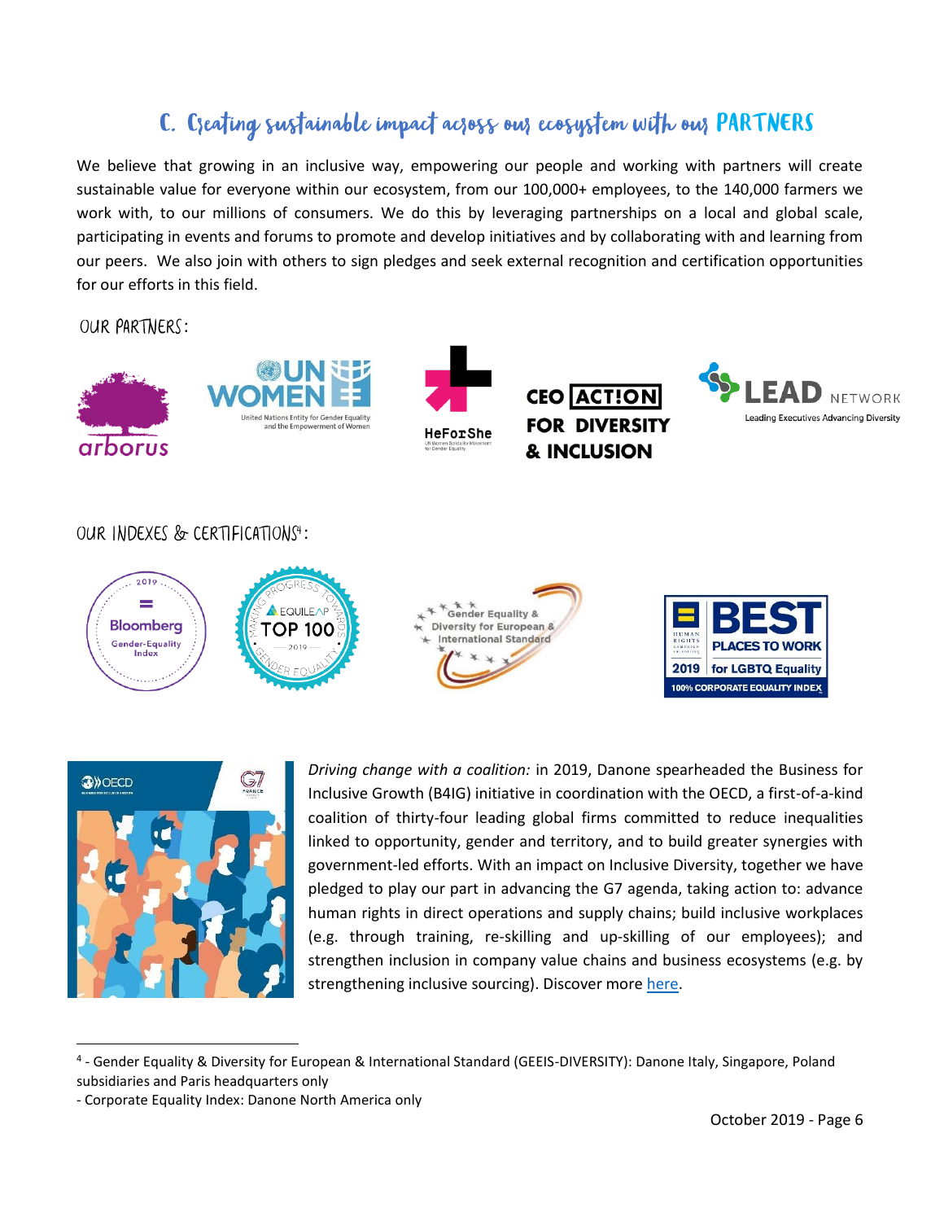## C. Creating sustainable impact across our ecosystem with our PARTNERS

We believe that growing in an inclusive way, empowering our people and working with partners will create sustainable value for everyone within our ecosystem, from our 100,000+ employees, to the 140,000 farmers we work with, to our millions of consumers. We do this by leveraging partnerships on a local and global scale, participating in events and forums to promote and develop initiatives and by collaborating with and learning from our peers. We also join with others to sign pledges and seek external recognition and certification opportunities for our efforts in this field.

### OUR PARTNERS:

arborus

UN WOMEN — United Nations Entity for Gender Equality and the Empowerment of Women

HeForShe — UN Women Solidarity Movement for Gender Equality

CEO ACTION FOR DIVERSITY & INCLUSION

LEAD NETWORK — Leading Executives Advancing Diversity

### OUR INDEXES & CERTIFICATIONS[4]:

2019 Bloomberg Gender-Equality Index

Making Progress Towards Gender Equality — EQUILEAP TOP 100 — 2019

Gender Equality & Diversity for European & International Standard

HUMAN RIGHTS CAMPAIGN — BEST PLACES TO WORK for LGBTQ Equality 2019 — 100% CORPORATE EQUALITY INDEX

*Driving change with a coalition:* in 2019, Danone spearheaded the Business for Inclusive Growth (B4IG) initiative in coordination with the OECD, a first-of-a-kind coalition of thirty-four leading global firms committed to reduce inequalities linked to opportunity, gender and territory, and to build greater synergies with government-led efforts. With an impact on Inclusive Diversity, together we have pledged to play our part in advancing the G7 agenda, taking action to: advance human rights in direct operations and supply chains; build inclusive workplaces (e.g. through training, re-skilling and up-skilling of our employees); and strengthen inclusion in company value chains and business ecosystems (e.g. by strengthening inclusive sourcing). Discover more here.

---

[4] - Gender Equality & Diversity for European & International Standard (GEEIS-DIVERSITY): Danone Italy, Singapore, Poland subsidiaries and Paris headquarters only

- Corporate Equality Index: Danone North America only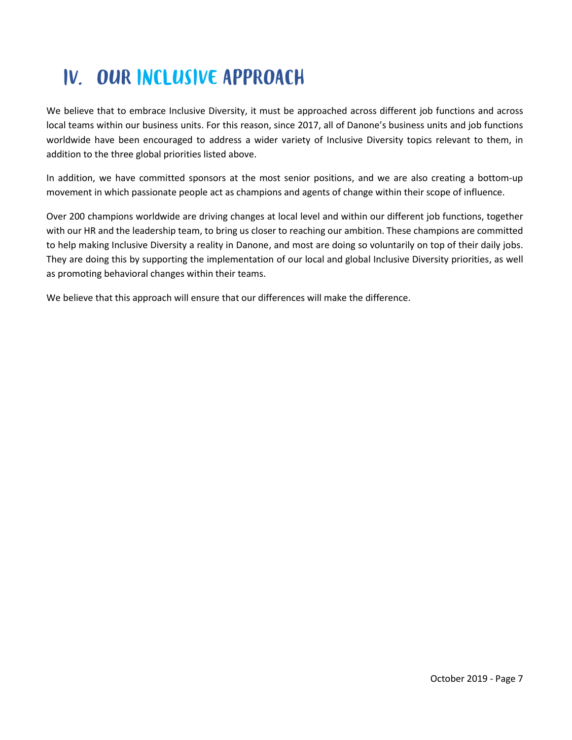# IV. OUR INCLUSIVE APPROACH

We believe that to embrace Inclusive Diversity, it must be approached across different job functions and across local teams within our business units. For this reason, since 2017, all of Danone's business units and job functions worldwide have been encouraged to address a wider variety of Inclusive Diversity topics relevant to them, in addition to the three global priorities listed above.

In addition, we have committed sponsors at the most senior positions, and we are also creating a bottom-up movement in which passionate people act as champions and agents of change within their scope of influence.

Over 200 champions worldwide are driving changes at local level and within our different job functions, together with our HR and the leadership team, to bring us closer to reaching our ambition. These champions are committed to help making Inclusive Diversity a reality in Danone, and most are doing so voluntarily on top of their daily jobs. They are doing this by supporting the implementation of our local and global Inclusive Diversity priorities, as well as promoting behavioral changes within their teams.

We believe that this approach will ensure that our differences will make the difference.